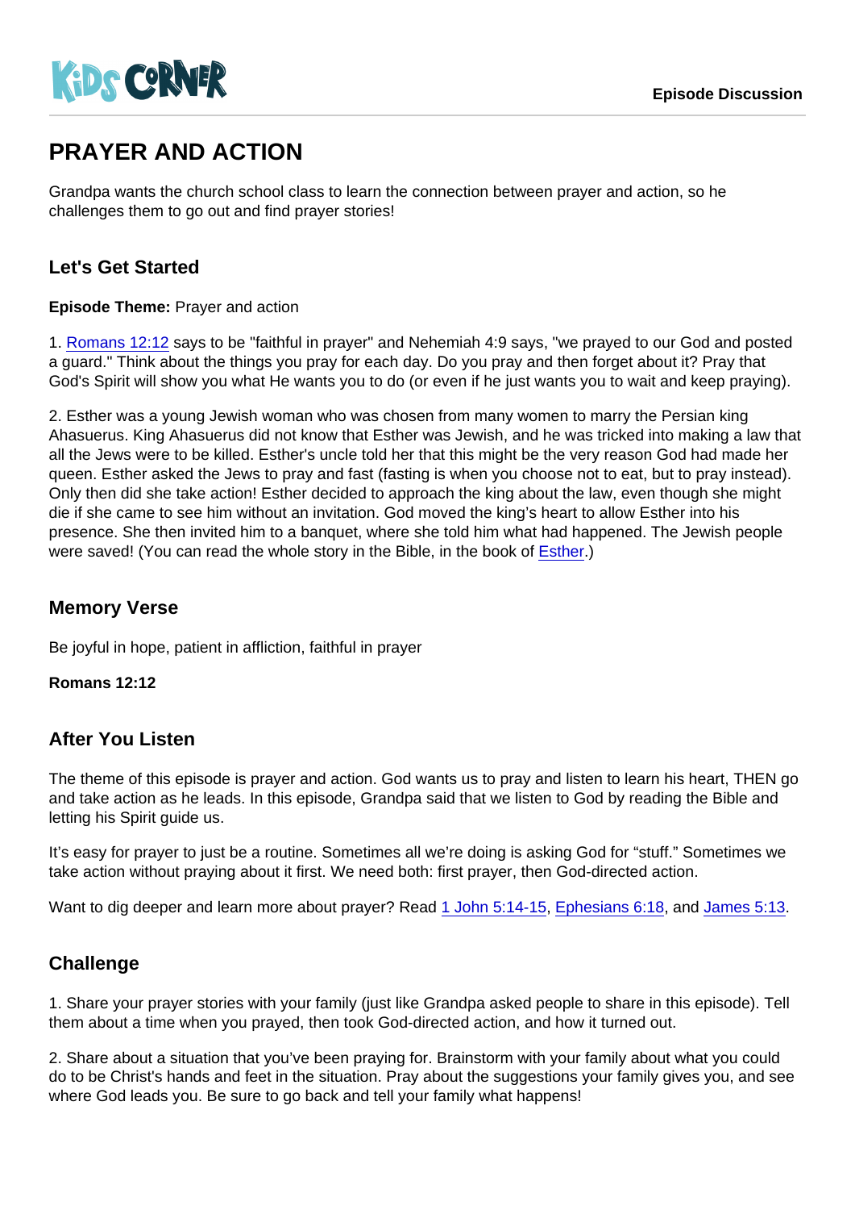Kids Corner

Episode Discussion

# PRAYER AND ACTION

Grandpa wants the church school class to learn the connection between prayer and action, so he challenges them to go out and find prayer stories!

## Let's Get Started

**Episode Theme:** Prayer and action

1. Romans 12:12 says to be "faithful in prayer" and Nehemiah 4:9 says, "we prayed to our God and posted a guard." Think about the things you pray for each day. Do you pray and then forget about it? Pray that God's Spirit will show you what He wants you to do (or even if he just wants you to wait and keep praying).

2. Esther was a young Jewish woman who was chosen from many women to marry the Persian king Ahasuerus. King Ahasuerus did not know that Esther was Jewish, and he was tricked into making a law that all the Jews were to be killed. Esther's uncle told her that this might be the very reason God had made her queen. Esther asked the Jews to pray and fast (fasting is when you choose not to eat, but to pray instead). Only then did she take action! Esther decided to approach the king about the law, even though she might die if she came to see him without an invitation. God moved the king's heart to allow Esther into his presence. She then invited him to a banquet, where she told him what had happened. The Jewish people were saved! (You can read the whole story in the Bible, in the book of Esther.)

## Memory Verse

Be joyful in hope, patient in affliction, faithful in prayer

**Romans 12:12**

## After You Listen

The theme of this episode is prayer and action. God wants us to pray and listen to learn his heart, THEN go and take action as he leads. In this episode, Grandpa said that we listen to God by reading the Bible and letting his Spirit guide us.

It's easy for prayer to just be a routine. Sometimes all we're doing is asking God for "stuff." Sometimes we take action without praying about it first. We need both: first prayer, then God-directed action.

Want to dig deeper and learn more about prayer? Read 1 John 5:14-15, Ephesians 6:18, and James 5:13.

## Challenge

1. Share your prayer stories with your family (just like Grandpa asked people to share in this episode). Tell them about a time when you prayed, then took God-directed action, and how it turned out.

2. Share about a situation that you've been praying for. Brainstorm with your family about what you could do to be Christ's hands and feet in the situation. Pray about the suggestions your family gives you, and see where God leads you. Be sure to go back and tell your family what happens!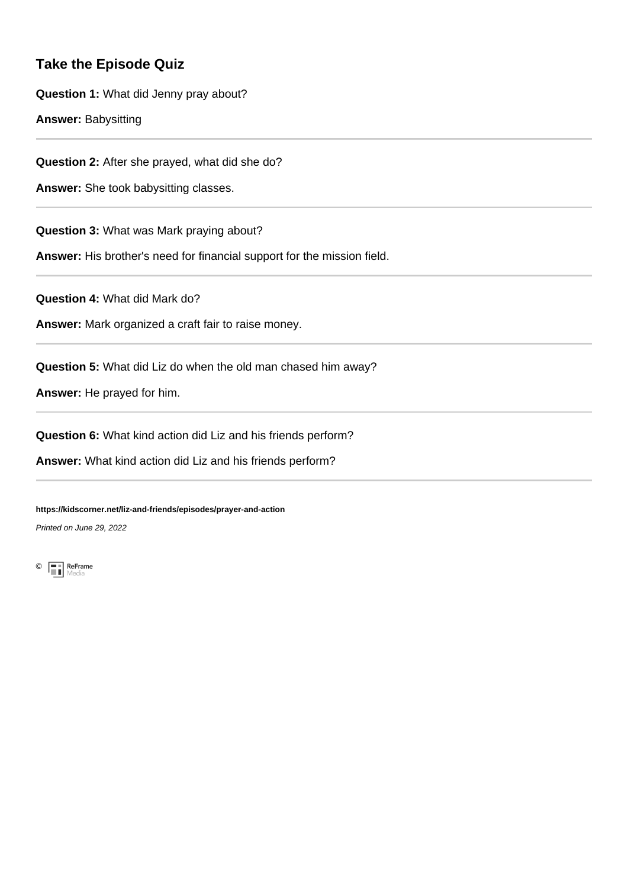## Take the Episode Quiz

**Question 1:** What did Jenny pray about?

**Answer:** Babysitting

---

**Question 2:** After she prayed, what did she do?

**Answer:** She took babysitting classes.

---

**Question 3:** What was Mark praying about?

**Answer:** His brother's need for financial support for the mission field.

---

**Question 4:** What did Mark do?

**Answer:** Mark organized a craft fair to raise money.

---

**Question 5:** What did Liz do when the old man chased him away?

**Answer:** He prayed for him.

---

**Question 6:** What kind action did Liz and his friends perform?

**Answer:** What kind action did Liz and his friends perform?

---

**https://kidscorner.net/liz-and-friends/episodes/prayer-and-action**

*Printed on June 29, 2022*

© ReFrame Media